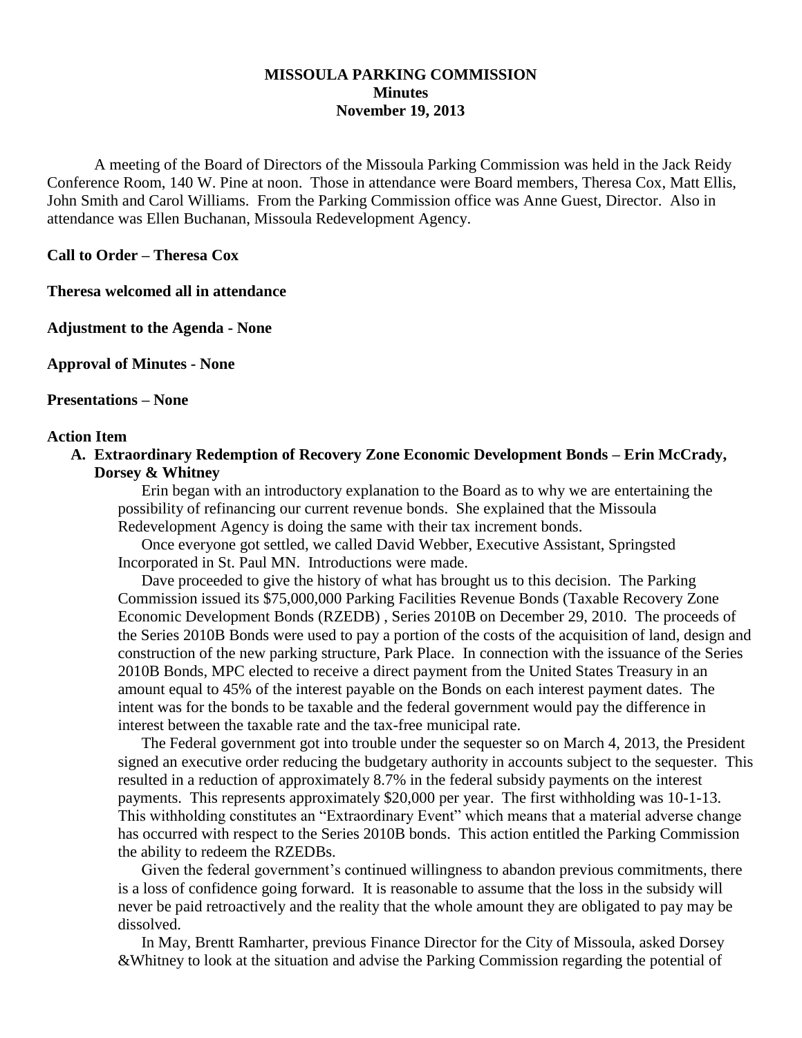# MISSOULA PARKING COMMISSION
## Minutes
### November 19, 2013

A meeting of the Board of Directors of the Missoula Parking Commission was held in the Jack Reidy Conference Room, 140 W. Pine at noon. Those in attendance were Board members, Theresa Cox, Matt Ellis, John Smith and Carol Williams. From the Parking Commission office was Anne Guest, Director. Also in attendance was Ellen Buchanan, Missoula Redevelopment Agency.

**Call to Order – Theresa Cox**

**Theresa welcomed all in attendance**

**Adjustment to the Agenda - None**

**Approval of Minutes - None**

**Presentations – None**

**Action Item**

**A. Extraordinary Redemption of Recovery Zone Economic Development Bonds – Erin McCrady, Dorsey & Whitney**

Erin began with an introductory explanation to the Board as to why we are entertaining the possibility of refinancing our current revenue bonds. She explained that the Missoula Redevelopment Agency is doing the same with their tax increment bonds.

Once everyone got settled, we called David Webber, Executive Assistant, Springsted Incorporated in St. Paul MN. Introductions were made.

Dave proceeded to give the history of what has brought us to this decision. The Parking Commission issued its $75,000,000 Parking Facilities Revenue Bonds (Taxable Recovery Zone Economic Development Bonds (RZEDB) , Series 2010B on December 29, 2010. The proceeds of the Series 2010B Bonds were used to pay a portion of the costs of the acquisition of land, design and construction of the new parking structure, Park Place. In connection with the issuance of the Series 2010B Bonds, MPC elected to receive a direct payment from the United States Treasury in an amount equal to 45% of the interest payable on the Bonds on each interest payment dates. The intent was for the bonds to be taxable and the federal government would pay the difference in interest between the taxable rate and the tax-free municipal rate.

The Federal government got into trouble under the sequester so on March 4, 2013, the President signed an executive order reducing the budgetary authority in accounts subject to the sequester. This resulted in a reduction of approximately 8.7% in the federal subsidy payments on the interest payments. This represents approximately $20,000 per year. The first withholding was 10-1-13. This withholding constitutes an "Extraordinary Event" which means that a material adverse change has occurred with respect to the Series 2010B bonds. This action entitled the Parking Commission the ability to redeem the RZEDBs.

Given the federal government's continued willingness to abandon previous commitments, there is a loss of confidence going forward. It is reasonable to assume that the loss in the subsidy will never be paid retroactively and the reality that the whole amount they are obligated to pay may be dissolved.

In May, Brentt Ramharter, previous Finance Director for the City of Missoula, asked Dorsey &Whitney to look at the situation and advise the Parking Commission regarding the potential of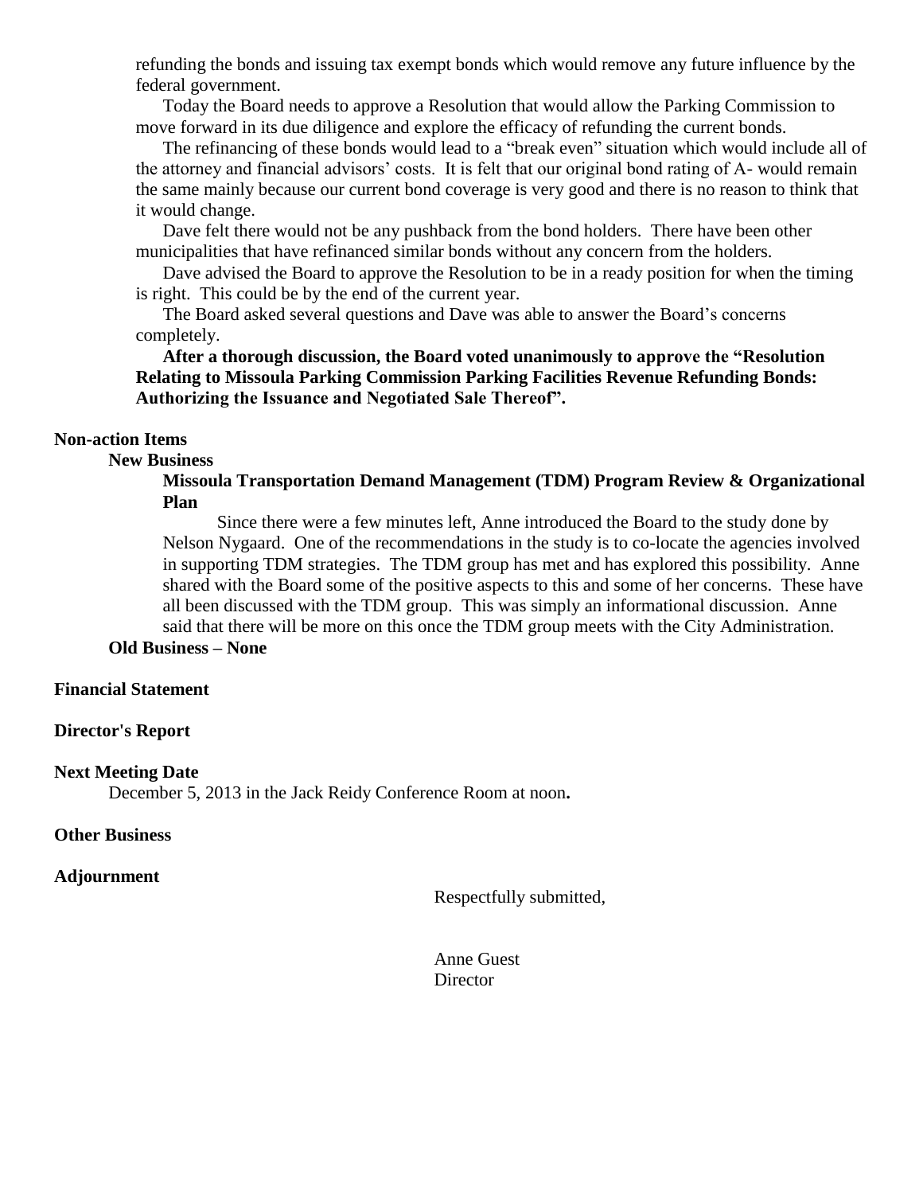refunding the bonds and issuing tax exempt bonds which would remove any future influence by the federal government.

Today the Board needs to approve a Resolution that would allow the Parking Commission to move forward in its due diligence and explore the efficacy of refunding the current bonds.

The refinancing of these bonds would lead to a "break even" situation which would include all of the attorney and financial advisors' costs. It is felt that our original bond rating of A- would remain the same mainly because our current bond coverage is very good and there is no reason to think that it would change.

Dave felt there would not be any pushback from the bond holders. There have been other municipalities that have refinanced similar bonds without any concern from the holders.

Dave advised the Board to approve the Resolution to be in a ready position for when the timing is right. This could be by the end of the current year.

The Board asked several questions and Dave was able to answer the Board's concerns completely.

**After a thorough discussion, the Board voted unanimously to approve the "Resolution Relating to Missoula Parking Commission Parking Facilities Revenue Refunding Bonds: Authorizing the Issuance and Negotiated Sale Thereof".**

## Non-action Items

### New Business

#### Missoula Transportation Demand Management (TDM) Program Review & Organizational Plan

Since there were a few minutes left, Anne introduced the Board to the study done by Nelson Nygaard. One of the recommendations in the study is to co-locate the agencies involved in supporting TDM strategies. The TDM group has met and has explored this possibility. Anne shared with the Board some of the positive aspects to this and some of her concerns. These have all been discussed with the TDM group. This was simply an informational discussion. Anne said that there will be more on this once the TDM group meets with the City Administration.

### Old Business – None

## Financial Statement

## Director's Report

## Next Meeting Date

December 5, 2013 in the Jack Reidy Conference Room at noon**.**

## Other Business

## Adjournment

Respectfully submitted,

Anne Guest
Director